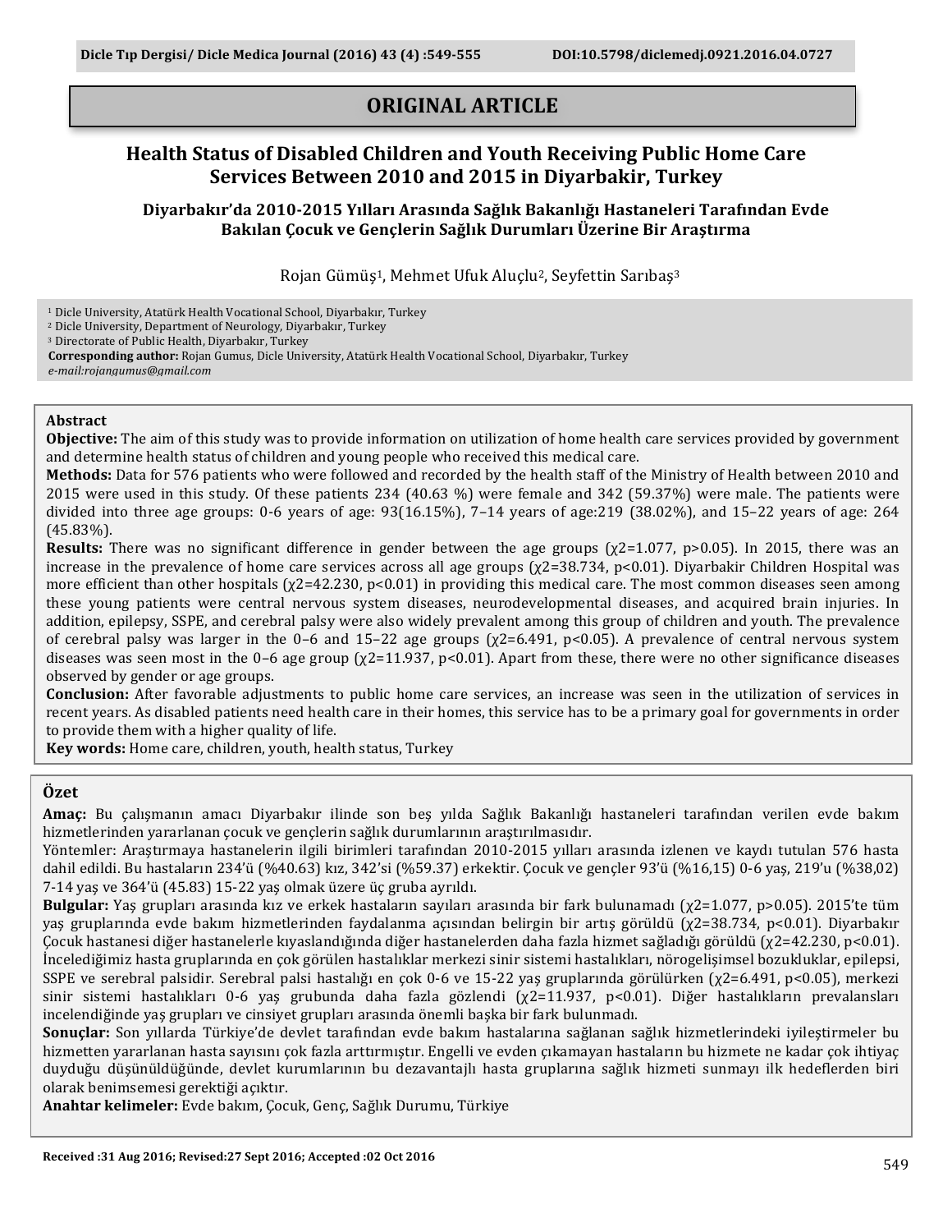**ORIGINAL ARTICLE**

# Health Status of Disabled Children and Youth Receiving Public Home Care Services Between 2010 and 2015 in Diyarbakir, Turkey

## Diyarbakır'da 2010-2015 Yılları Arasında Sağlık Bakanlığı Hastaneleri Tarafından Evde Bakılan Çocuk ve Gençlerin Sağlık Durumları Üzerine Bir Araştırma

Rojan Gümüş[1], Mehmet Ufuk Aluçlu[2], Seyfettin Sarıbaş[3]

[1] Dicle University, Atatürk Health Vocational School, Diyarbakır, Turkey
[2] Dicle University, Department of Neurology, Diyarbakır, Turkey
[3] Directorate of Public Health, Diyarbakır, Turkey
**Corresponding author:** Rojan Gumus, Dicle University, Atatürk Health Vocational School, Diyarbakır, Turkey
*e-mail:rojangumus@gmail.com*

### Abstract

**Objective:** The aim of this study was to provide information on utilization of home health care services provided by government and determine health status of children and young people who received this medical care.

**Methods:** Data for 576 patients who were followed and recorded by the health staff of the Ministry of Health between 2010 and 2015 were used in this study. Of these patients 234 (40.63 %) were female and 342 (59.37%) were male. The patients were divided into three age groups: 0-6 years of age: 93(16.15%), 7–14 years of age:219 (38.02%), and 15–22 years of age: 264 (45.83%).

**Results:** There was no significant difference in gender between the age groups ($\chi2=1.077$, $p>0.05$). In 2015, there was an increase in the prevalence of home care services across all age groups ($\chi2=38.734$, $p<0.01$). Diyarbakir Children Hospital was more efficient than other hospitals ($\chi2=42.230$, $p<0.01$) in providing this medical care. The most common diseases seen among these young patients were central nervous system diseases, neurodevelopmental diseases, and acquired brain injuries. In addition, epilepsy, SSPE, and cerebral palsy were also widely prevalent among this group of children and youth. The prevalence of cerebral palsy was larger in the 0–6 and 15–22 age groups ($\chi2=6.491$, $p<0.05$). A prevalence of central nervous system diseases was seen most in the 0–6 age group ($\chi2=11.937$, $p<0.01$). Apart from these, there were no other significance diseases observed by gender or age groups.

**Conclusion:** After favorable adjustments to public home care services, an increase was seen in the utilization of services in recent years. As disabled patients need health care in their homes, this service has to be a primary goal for governments in order to provide them with a higher quality of life.

**Key words:** Home care, children, youth, health status, Turkey

### Özet

**Amaç:** Bu çalışmanın amacı Diyarbakır ilinde son beş yılda Sağlık Bakanlığı hastaneleri tarafından verilen evde bakım hizmetlerinden yararlanan çocuk ve gençlerin sağlık durumlarının araştırılmasıdır.

Yöntemler: Araştırmaya hastanelerin ilgili birimleri tarafından 2010-2015 yılları arasında izlenen ve kaydı tutulan 576 hasta dahil edildi. Bu hastaların 234'ü (%40.63) kız, 342'si (%59.37) erkektir. Çocuk ve gençler 93'ü (%16,15) 0-6 yaş, 219'u (%38,02) 7-14 yaş ve 364'ü (45.83) 15-22 yaş olmak üzere üç gruba ayrıldı.

**Bulgular:** Yaş grupları arasında kız ve erkek hastaların sayıları arasında bir fark bulunamadı ($\chi2=1.077$, $p>0.05$). 2015'te tüm yaş gruplarında evde bakım hizmetlerinden faydalanma açısından belirgin bir artış görüldü ($\chi2=38.734$, $p<0.01$). Diyarbakır Çocuk hastanesi diğer hastanelerle kıyaslandığında diğer hastanelerden daha fazla hizmet sağladığı görüldü ($\chi2=42.230$, $p<0.01$). İncelediğimiz hasta gruplarında en çok görülen hastalıklar merkezi sinir sistemi hastalıkları, nörogelişimsel bozukluklar, epilepsi, SSPE ve serebral palsidir. Serebral palsi hastalığı en çok 0-6 ve 15-22 yaş gruplarında görülürken ($\chi2=6.491$, $p<0.05$), merkezi sinir sistemi hastalıkları 0-6 yaş grubunda daha fazla gözlendi ($\chi2=11.937$, $p<0.01$). Diğer hastalıkların prevalansları incelendiğinde yaş grupları ve cinsiyet grupları arasında önemli başka bir fark bulunmadı.

**Sonuçlar:** Son yıllarda Türkiye'de devlet tarafından evde bakım hastalarına sağlanan sağlık hizmetlerindeki iyileştirmeler bu hizmetten yararlanan hasta sayısını çok fazla arttırmıştır. Engelli ve evden çıkamayan hastaların bu hizmete ne kadar çok ihtiyaç duyduğu düşünüldüğünde, devlet kurumlarının bu dezavantajlı hasta gruplarına sağlık hizmeti sunmayı ilk hedeflerden biri olarak benimsemesi gerektiği açıktır.

**Anahtar kelimeler:** Evde bakım, Çocuk, Genç, Sağlık Durumu, Türkiye

**Received :31 Aug 2016; Revised:27 Sept 2016; Accepted :02 Oct 2016**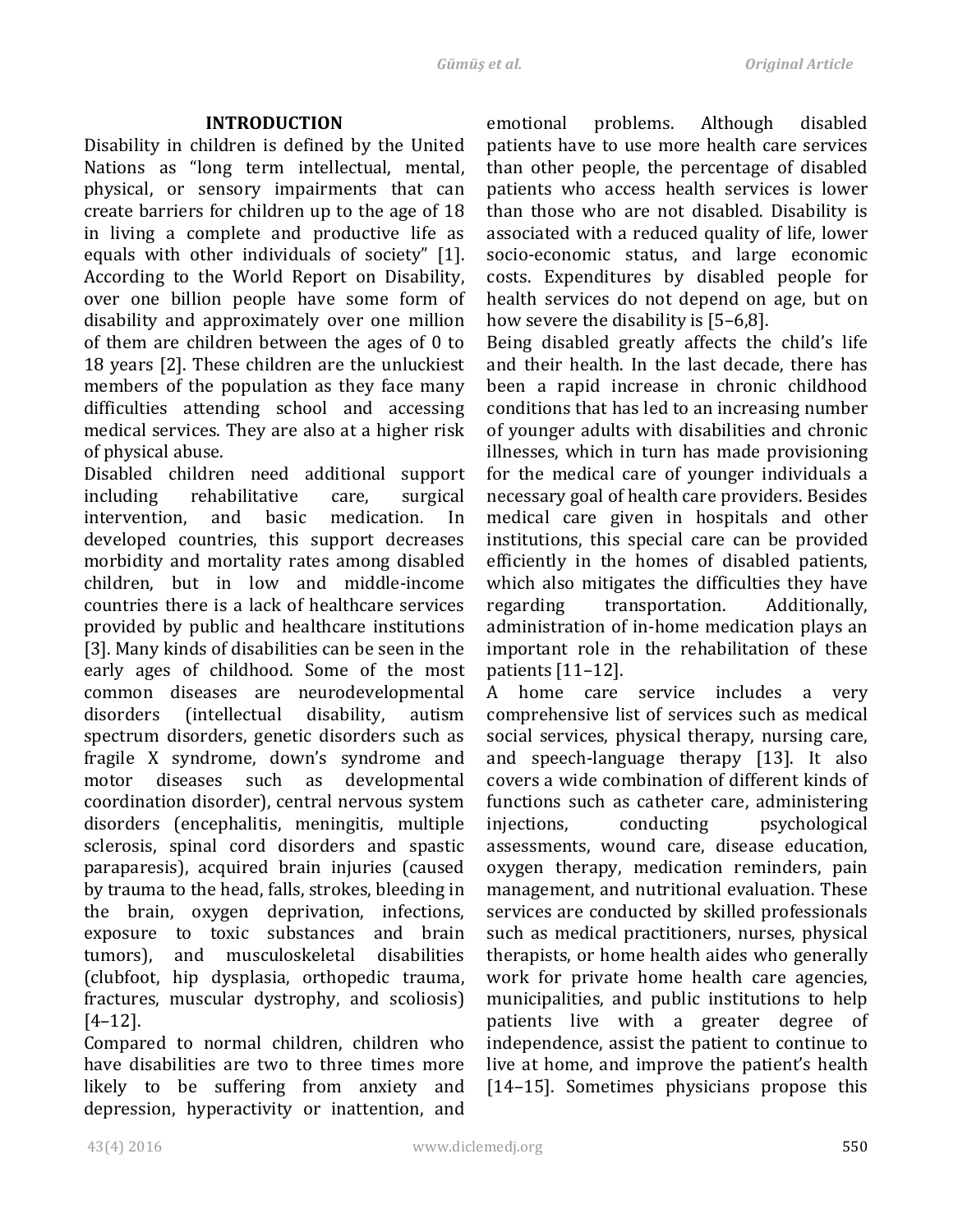## INTRODUCTION

Disability in children is defined by the United Nations as "long term intellectual, mental, physical, or sensory impairments that can create barriers for children up to the age of 18 in living a complete and productive life as equals with other individuals of society" [1]. According to the World Report on Disability, over one billion people have some form of disability and approximately over one million of them are children between the ages of 0 to 18 years [2]. These children are the unluckiest members of the population as they face many difficulties attending school and accessing medical services. They are also at a higher risk of physical abuse.

Disabled children need additional support including rehabilitative care, surgical intervention, and basic medication. In developed countries, this support decreases morbidity and mortality rates among disabled children, but in low and middle-income countries there is a lack of healthcare services provided by public and healthcare institutions [3]. Many kinds of disabilities can be seen in the early ages of childhood. Some of the most common diseases are neurodevelopmental disorders (intellectual disability, autism spectrum disorders, genetic disorders such as fragile X syndrome, down's syndrome and motor diseases such as developmental coordination disorder), central nervous system disorders (encephalitis, meningitis, multiple sclerosis, spinal cord disorders and spastic paraparesis), acquired brain injuries (caused by trauma to the head, falls, strokes, bleeding in the brain, oxygen deprivation, infections, exposure to toxic substances and brain tumors), and musculoskeletal disabilities (clubfoot, hip dysplasia, orthopedic trauma, fractures, muscular dystrophy, and scoliosis) [4–12].

Compared to normal children, children who have disabilities are two to three times more likely to be suffering from anxiety and depression, hyperactivity or inattention, and emotional problems. Although disabled patients have to use more health care services than other people, the percentage of disabled patients who access health services is lower than those who are not disabled. Disability is associated with a reduced quality of life, lower socio-economic status, and large economic costs. Expenditures by disabled people for health services do not depend on age, but on how severe the disability is [5–6,8].

Being disabled greatly affects the child's life and their health. In the last decade, there has been a rapid increase in chronic childhood conditions that has led to an increasing number of younger adults with disabilities and chronic illnesses, which in turn has made provisioning for the medical care of younger individuals a necessary goal of health care providers. Besides medical care given in hospitals and other institutions, this special care can be provided efficiently in the homes of disabled patients, which also mitigates the difficulties they have regarding transportation. Additionally, administration of in-home medication plays an important role in the rehabilitation of these patients [11–12].

A home care service includes a very comprehensive list of services such as medical social services, physical therapy, nursing care, and speech-language therapy [13]. It also covers a wide combination of different kinds of functions such as catheter care, administering injections, conducting psychological assessments, wound care, disease education, oxygen therapy, medication reminders, pain management, and nutritional evaluation. These services are conducted by skilled professionals such as medical practitioners, nurses, physical therapists, or home health aides who generally work for private home health care agencies, municipalities, and public institutions to help patients live with a greater degree of independence, assist the patient to continue to live at home, and improve the patient's health [14–15]. Sometimes physicians propose this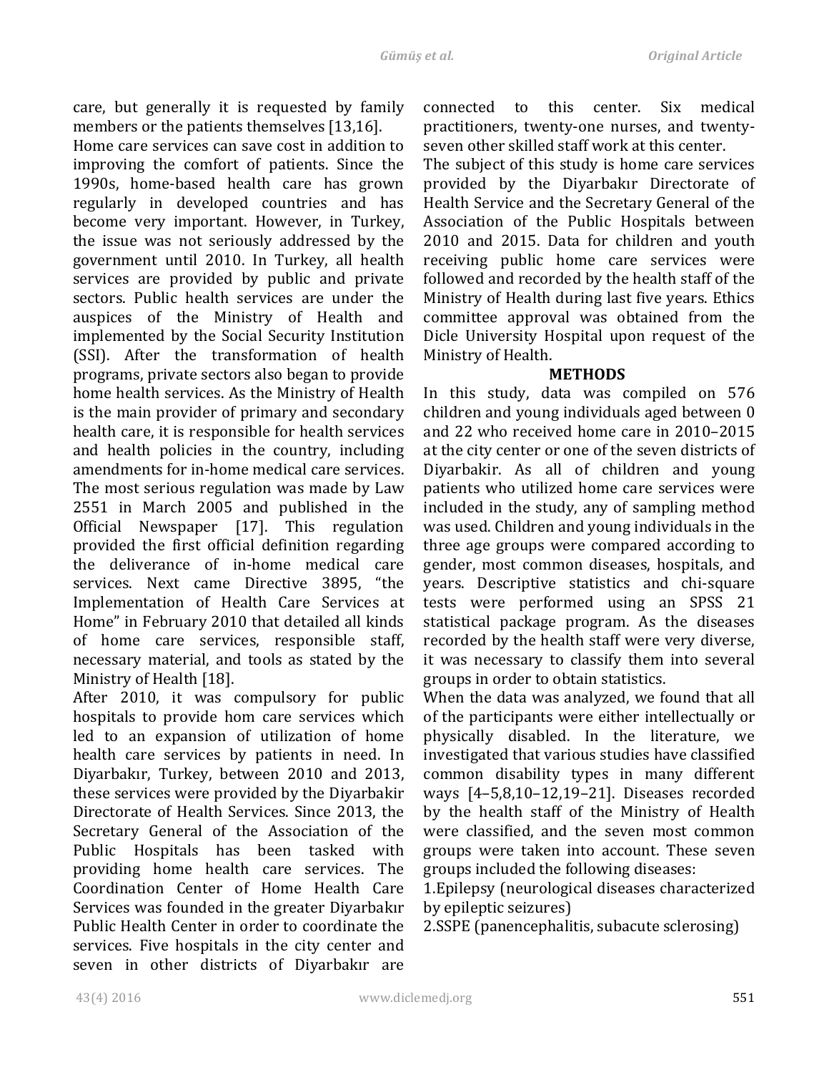care, but generally it is requested by family members or the patients themselves [13,16].

Home care services can save cost in addition to improving the comfort of patients. Since the 1990s, home-based health care has grown regularly in developed countries and has become very important. However, in Turkey, the issue was not seriously addressed by the government until 2010. In Turkey, all health services are provided by public and private sectors. Public health services are under the auspices of the Ministry of Health and implemented by the Social Security Institution (SSI). After the transformation of health programs, private sectors also began to provide home health services. As the Ministry of Health is the main provider of primary and secondary health care, it is responsible for health services and health policies in the country, including amendments for in-home medical care services. The most serious regulation was made by Law 2551 in March 2005 and published in the Official Newspaper [17]. This regulation provided the first official definition regarding the deliverance of in-home medical care services. Next came Directive 3895, "the Implementation of Health Care Services at Home" in February 2010 that detailed all kinds of home care services, responsible staff, necessary material, and tools as stated by the Ministry of Health [18].

After 2010, it was compulsory for public hospitals to provide hom care services which led to an expansion of utilization of home health care services by patients in need. In Diyarbakır, Turkey, between 2010 and 2013, these services were provided by the Diyarbakir Directorate of Health Services. Since 2013, the Secretary General of the Association of the Public Hospitals has been tasked with providing home health care services. The Coordination Center of Home Health Care Services was founded in the greater Diyarbakır Public Health Center in order to coordinate the services. Five hospitals in the city center and seven in other districts of Diyarbakır are connected to this center. Six medical practitioners, twenty-one nurses, and twenty-seven other skilled staff work at this center.

The subject of this study is home care services provided by the Diyarbakır Directorate of Health Service and the Secretary General of the Association of the Public Hospitals between 2010 and 2015. Data for children and youth receiving public home care services were followed and recorded by the health staff of the Ministry of Health during last five years. Ethics committee approval was obtained from the Dicle University Hospital upon request of the Ministry of Health.

## METHODS

In this study, data was compiled on 576 children and young individuals aged between 0 and 22 who received home care in 2010–2015 at the city center or one of the seven districts of Diyarbakir. As all of children and young patients who utilized home care services were included in the study, any of sampling method was used. Children and young individuals in the three age groups were compared according to gender, most common diseases, hospitals, and years. Descriptive statistics and chi-square tests were performed using an SPSS 21 statistical package program. As the diseases recorded by the health staff were very diverse, it was necessary to classify them into several groups in order to obtain statistics.

When the data was analyzed, we found that all of the participants were either intellectually or physically disabled. In the literature, we investigated that various studies have classified common disability types in many different ways [4–5,8,10–12,19–21]. Diseases recorded by the health staff of the Ministry of Health were classified, and the seven most common groups were taken into account. These seven groups included the following diseases:

1.Epilepsy (neurological diseases characterized by epileptic seizures)

2.SSPE (panencephalitis, subacute sclerosing)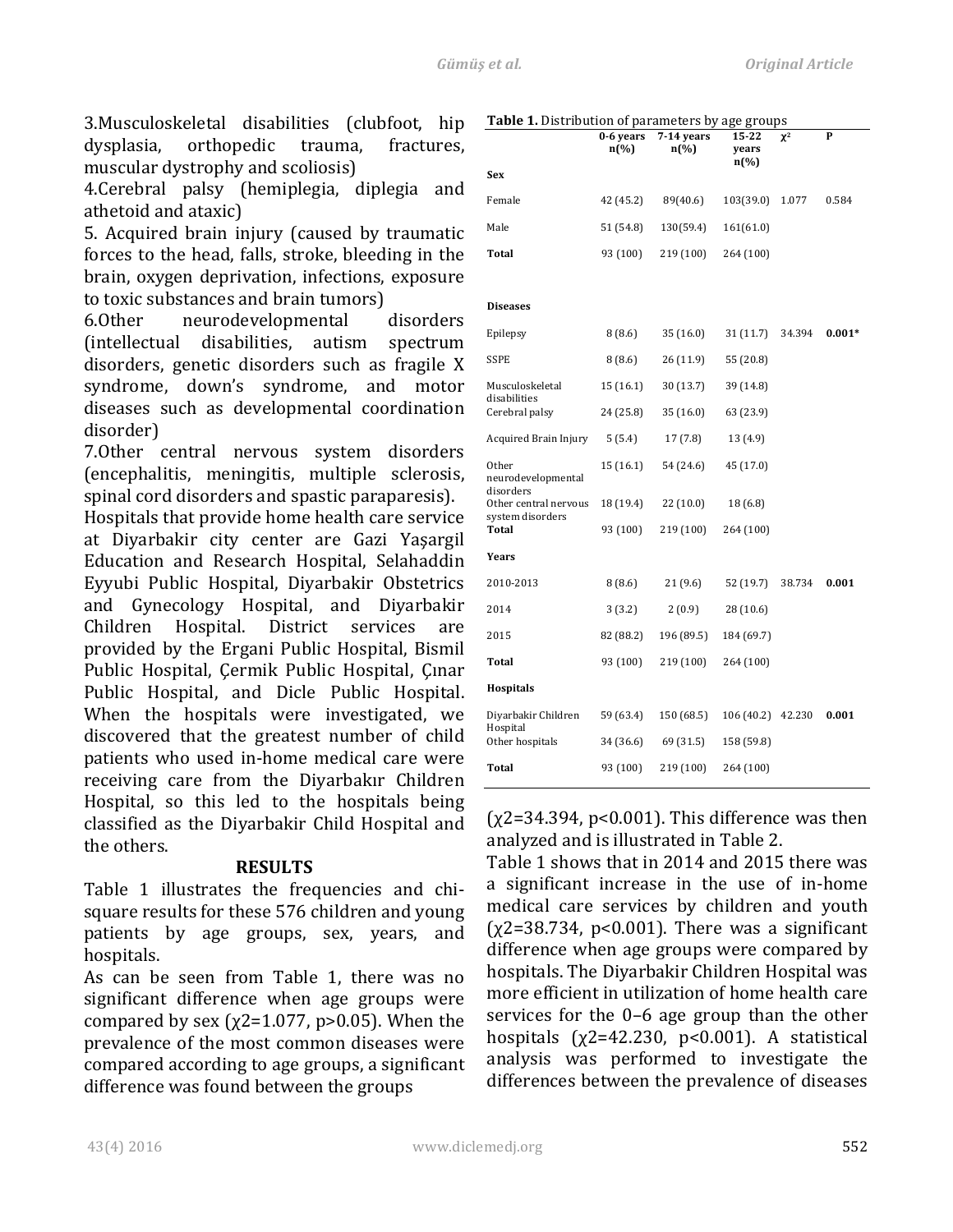3.Musculoskeletal disabilities (clubfoot, hip dysplasia, orthopedic trauma, fractures, muscular dystrophy and scoliosis)

4.Cerebral palsy (hemiplegia, diplegia and athetoid and ataxic)

5. Acquired brain injury (caused by traumatic forces to the head, falls, stroke, bleeding in the brain, oxygen deprivation, infections, exposure to toxic substances and brain tumors)

6.Other neurodevelopmental disorders (intellectual disabilities, autism spectrum disorders, genetic disorders such as fragile X syndrome, down's syndrome, and motor diseases such as developmental coordination disorder)

7.Other central nervous system disorders (encephalitis, meningitis, multiple sclerosis, spinal cord disorders and spastic paraparesis).

Hospitals that provide home health care service at Diyarbakir city center are Gazi Yaşargil Education and Research Hospital, Selahaddin Eyyubi Public Hospital, Diyarbakir Obstetrics and Gynecology Hospital, and Diyarbakir Children Hospital. District services are provided by the Ergani Public Hospital, Bismil Public Hospital, Çermik Public Hospital, Çınar Public Hospital, and Dicle Public Hospital. When the hospitals were investigated, we discovered that the greatest number of child patients who used in-home medical care were receiving care from the Diyarbakır Children Hospital, so this led to the hospitals being classified as the Diyarbakir Child Hospital and the others.

## RESULTS

Table 1 illustrates the frequencies and chi-square results for these 576 children and young patients by age groups, sex, years, and hospitals.

As can be seen from Table 1, there was no significant difference when age groups were compared by sex ($\chi2=1.077$, $p>0.05$). When the prevalence of the most common diseases were compared according to age groups, a significant difference was found between the groups ($\chi2=34.394$, $p<0.001$). This difference was then analyzed and is illustrated in Table 2.

**Table 1.** Distribution of parameters by age groups

| | 0-6 years n(%) | 7-14 years n(%) | 15-22 years n(%) | $\chi^2$ | P |
|---|---|---|---|---|---|
| **Sex** | | | | | |
| Female | 42 (45.2) | 89(40.6) | 103(39.0) | 1.077 | 0.584 |
| Male | 51 (54.8) | 130(59.4) | 161(61.0) | | |
| **Total** | 93 (100) | 219 (100) | 264 (100) | | |
| **Diseases** | | | | | |
| Epilepsy | 8 (8.6) | 35 (16.0) | 31 (11.7) | 34.394 | **0.001*** |
| SSPE | 8 (8.6) | 26 (11.9) | 55 (20.8) | | |
| Musculoskeletal disabilities | 15 (16.1) | 30 (13.7) | 39 (14.8) | | |
| Cerebral palsy | 24 (25.8) | 35 (16.0) | 63 (23.9) | | |
| Acquired Brain Injury | 5 (5.4) | 17 (7.8) | 13 (4.9) | | |
| Other neurodevelopmental disorders | 15 (16.1) | 54 (24.6) | 45 (17.0) | | |
| Other central nervous system disorders | 18 (19.4) | 22 (10.0) | 18 (6.8) | | |
| **Total** | 93 (100) | 219 (100) | 264 (100) | | |
| **Years** | | | | | |
| 2010-2013 | 8 (8.6) | 21 (9.6) | 52 (19.7) | 38.734 | **0.001** |
| 2014 | 3 (3.2) | 2 (0.9) | 28 (10.6) | | |
| 2015 | 82 (88.2) | 196 (89.5) | 184 (69.7) | | |
| **Total** | 93 (100) | 219 (100) | 264 (100) | | |
| **Hospitals** | | | | | |
| Diyarbakir Children Hospital | 59 (63.4) | 150 (68.5) | 106 (40.2) | 42.230 | **0.001** |
| Other hospitals | 34 (36.6) | 69 (31.5) | 158 (59.8) | | |
| **Total** | 93 (100) | 219 (100) | 264 (100) | | |

Table 1 shows that in 2014 and 2015 there was a significant increase in the use of in-home medical care services by children and youth ($\chi2=38.734$, $p<0.001$). There was a significant difference when age groups were compared by hospitals. The Diyarbakir Children Hospital was more efficient in utilization of home health care services for the 0–6 age group than the other hospitals ($\chi2=42.230$, $p<0.001$). A statistical analysis was performed to investigate the differences between the prevalence of diseases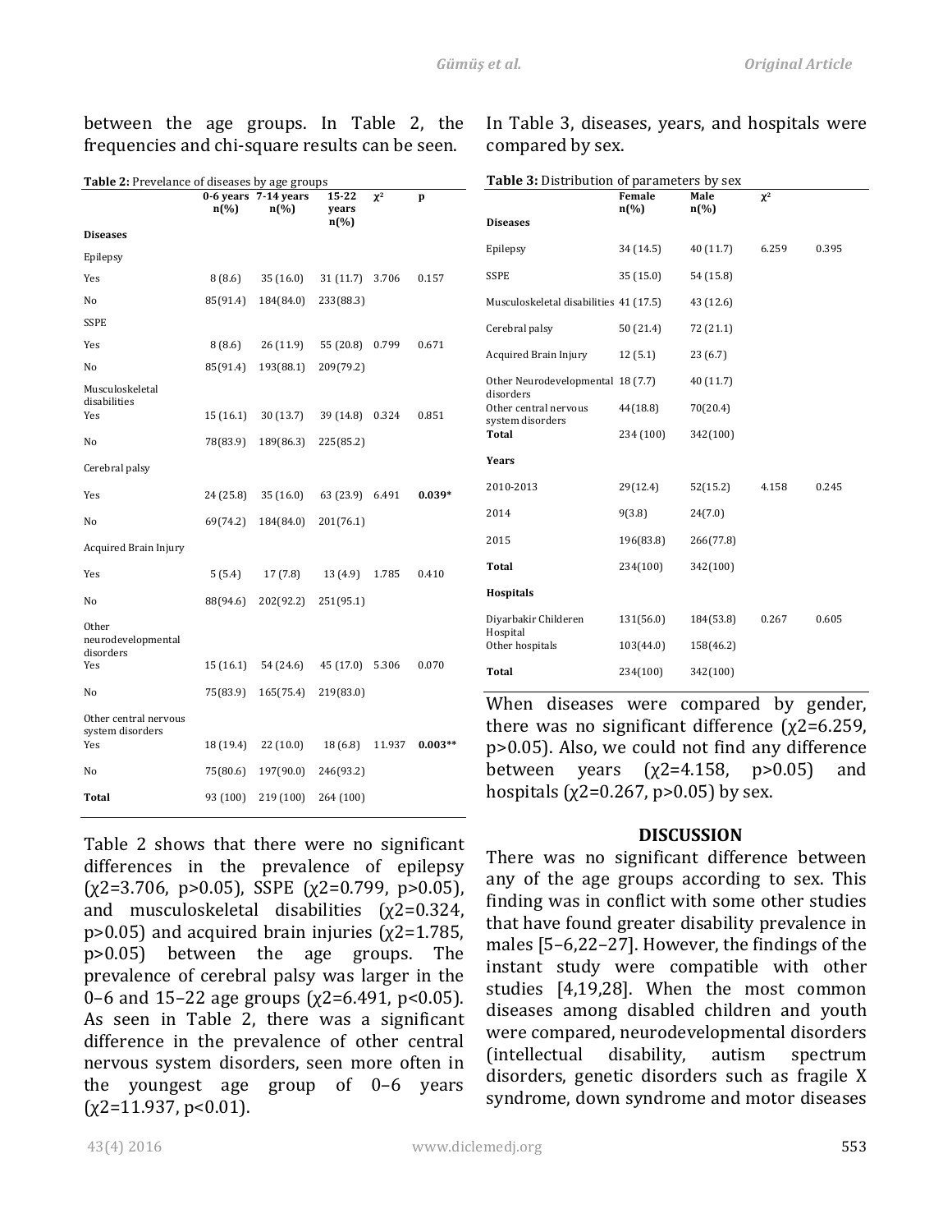between the age groups. In Table 2, the frequencies and chi-square results can be seen.

**Table 2:** Prevelance of diseases by age groups

| | 0-6 years n(%) | 7-14 years n(%) | 15-22 years n(%) | $\chi^2$ | p |
|---|---|---|---|---|---|
| **Diseases** | | | | | |
| Epilepsy | | | | | |
| Yes | 8 (8.6) | 35 (16.0) | 31 (11.7) | 3.706 | 0.157 |
| No | 85(91.4) | 184(84.0) | 233(88.3) | | |
| SSPE | | | | | |
| Yes | 8 (8.6) | 26 (11.9) | 55 (20.8) | 0.799 | 0.671 |
| No | 85(91.4) | 193(88.1) | 209(79.2) | | |
| Musculoskeletal disabilities | | | | | |
| Yes | 15 (16.1) | 30 (13.7) | 39 (14.8) | 0.324 | 0.851 |
| No | 78(83.9) | 189(86.3) | 225(85.2) | | |
| Cerebral palsy | | | | | |
| Yes | 24 (25.8) | 35 (16.0) | 63 (23.9) | 6.491 | **0.039*** |
| No | 69(74.2) | 184(84.0) | 201(76.1) | | |
| Acquired Brain Injury | | | | | |
| Yes | 5 (5.4) | 17 (7.8) | 13 (4.9) | 1.785 | 0.410 |
| No | 88(94.6) | 202(92.2) | 251(95.1) | | |
| Other neurodevelopmental disorders | | | | | |
| Yes | 15 (16.1) | 54 (24.6) | 45 (17.0) | 5.306 | 0.070 |
| No | 75(83.9) | 165(75.4) | 219(83.0) | | |
| Other central nervous system disorders | | | | | |
| Yes | 18 (19.4) | 22 (10.0) | 18 (6.8) | 11.937 | **0.003**** |
| No | 75(80.6) | 197(90.0) | 246(93.2) | | |
| **Total** | 93 (100) | 219 (100) | 264 (100) | | |

Table 2 shows that there were no significant differences in the prevalence of epilepsy ($\chi2$=3.706, p>0.05), SSPE ($\chi2$=0.799, p>0.05), and musculoskeletal disabilities ($\chi2$=0.324, p>0.05) and acquired brain injuries ($\chi2$=1.785, p>0.05) between the age groups. The prevalence of cerebral palsy was larger in the 0–6 and 15–22 age groups ($\chi2$=6.491, p<0.05). As seen in Table 2, there was a significant difference in the prevalence of other central nervous system disorders, seen more often in the youngest age group of 0–6 years ($\chi2$=11.937, p<0.01).

In Table 3, diseases, years, and hospitals were compared by sex.

**Table 3:** Distribution of parameters by sex

| | Female n(%) | Male n(%) | $\chi^2$ | |
|---|---|---|---|---|
| **Diseases** | | | | |
| Epilepsy | 34 (14.5) | 40 (11.7) | 6.259 | 0.395 |
| SSPE | 35 (15.0) | 54 (15.8) | | |
| Musculoskeletal disabilities | 41 (17.5) | 43 (12.6) | | |
| Cerebral palsy | 50 (21.4) | 72 (21.1) | | |
| Acquired Brain Injury | 12 (5.1) | 23 (6.7) | | |
| Other Neurodevelopmental disorders | 18 (7.7) | 40 (11.7) | | |
| Other central nervous system disorders | 44(18.8) | 70(20.4) | | |
| **Total** | 234 (100) | 342(100) | | |
| **Years** | | | | |
| 2010-2013 | 29(12.4) | 52(15.2) | 4.158 | 0.245 |
| 2014 | 9(3.8) | 24(7.0) | | |
| 2015 | 196(83.8) | 266(77.8) | | |
| **Total** | 234(100) | 342(100) | | |
| **Hospitals** | | | | |
| Diyarbakir Childeren Hospital | 131(56.0) | 184(53.8) | 0.267 | 0.605 |
| Other hospitals | 103(44.0) | 158(46.2) | | |
| **Total** | 234(100) | 342(100) | | |

When diseases were compared by gender, there was no significant difference ($\chi2$=6.259, p>0.05). Also, we could not find any difference between years ($\chi2$=4.158, p>0.05) and hospitals ($\chi2$=0.267, p>0.05) by sex.

## DISCUSSION

There was no significant difference between any of the age groups according to sex. This finding was in conflict with some other studies that have found greater disability prevalence in males [5–6,22–27]. However, the findings of the instant study were compatible with other studies [4,19,28]. When the most common diseases among disabled children and youth were compared, neurodevelopmental disorders (intellectual disability, autism spectrum disorders, genetic disorders such as fragile X syndrome, down syndrome and motor diseases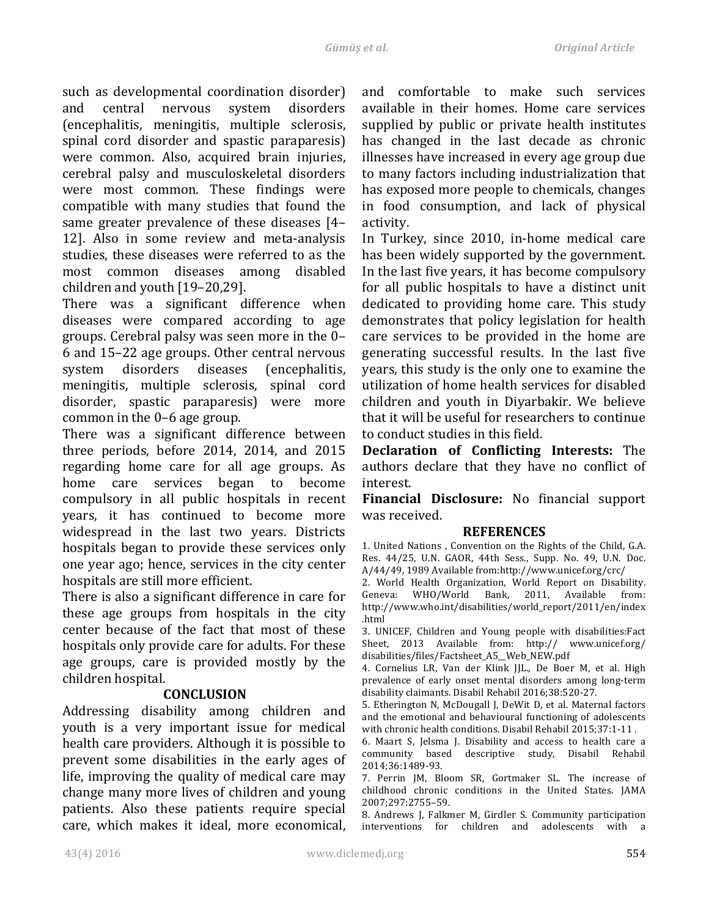such as developmental coordination disorder) and central nervous system disorders (encephalitis, meningitis, multiple sclerosis, spinal cord disorder and spastic paraparesis) were common. Also, acquired brain injuries, cerebral palsy and musculoskeletal disorders were most common. These findings were compatible with many studies that found the same greater prevalence of these diseases [4–12]. Also in some review and meta-analysis studies, these diseases were referred to as the most common diseases among disabled children and youth [19–20,29].

There was a significant difference when diseases were compared according to age groups. Cerebral palsy was seen more in the 0–6 and 15–22 age groups. Other central nervous system disorders diseases (encephalitis, meningitis, multiple sclerosis, spinal cord disorder, spastic paraparesis) were more common in the 0–6 age group.

There was a significant difference between three periods, before 2014, 2014, and 2015 regarding home care for all age groups. As home care services began to become compulsory in all public hospitals in recent years, it has continued to become more widespread in the last two years. Districts hospitals began to provide these services only one year ago; hence, services in the city center hospitals are still more efficient.

There is also a significant difference in care for these age groups from hospitals in the city center because of the fact that most of these hospitals only provide care for adults. For these age groups, care is provided mostly by the children hospital.

## CONCLUSION

Addressing disability among children and youth is a very important issue for medical health care providers. Although it is possible to prevent some disabilities in the early ages of life, improving the quality of medical care may change many more lives of children and young patients. Also these patients require special care, which makes it ideal, more economical, and comfortable to make such services available in their homes. Home care services supplied by public or private health institutes has changed in the last decade as chronic illnesses have increased in every age group due to many factors including industrialization that has exposed more people to chemicals, changes in food consumption, and lack of physical activity.

In Turkey, since 2010, in-home medical care has been widely supported by the government. In the last five years, it has become compulsory for all public hospitals to have a distinct unit dedicated to providing home care. This study demonstrates that policy legislation for health care services to be provided in the home are generating successful results. In the last five years, this study is the only one to examine the utilization of home health services for disabled children and youth in Diyarbakir. We believe that it will be useful for researchers to continue to conduct studies in this field.

**Declaration of Conflicting Interests:** The authors declare that they have no conflict of interest.

**Financial Disclosure:** No financial support was received.

## REFERENCES

1. United Nations , Convention on the Rights of the Child, G.A. Res. 44/25, U.N. GAOR, 44th Sess., Supp. No. 49, U.N. Doc. A/44/49, 1989 Available from:http://www.unicef.org/crc/
2. World Health Organization, World Report on Disability. Geneva: WHO/World Bank, 2011, Available from: http://www.who.int/disabilities/world_report/2011/en/index.html
3. UNICEF, Children and Young people with disabilities:Fact Sheet, 2013 Available from: http:// www.unicef.org/ disabilities/files/Factsheet_A5__Web_NEW.pdf
4. Cornelius LR, Van der Klink JJL., De Boer M, et al. High prevalence of early onset mental disorders among long-term disability claimants. Disabil Rehabil 2016;38:520-27.
5. Etherington N, McDougall J, DeWit D, et al. Maternal factors and the emotional and behavioural functioning of adolescents with chronic health conditions. Disabil Rehabil 2015;37:1-11 .
6. Maart S, Jelsma J. Disability and access to health care a community based descriptive study, Disabil Rehabil 2014;36:1489-93.
7. Perrin JM, Bloom SR, Gortmaker SL. The increase of childhood chronic conditions in the United States. JAMA 2007;297:2755–59.
8. Andrews J, Falkmer M, Girdler S. Community participation interventions for children and adolescents with a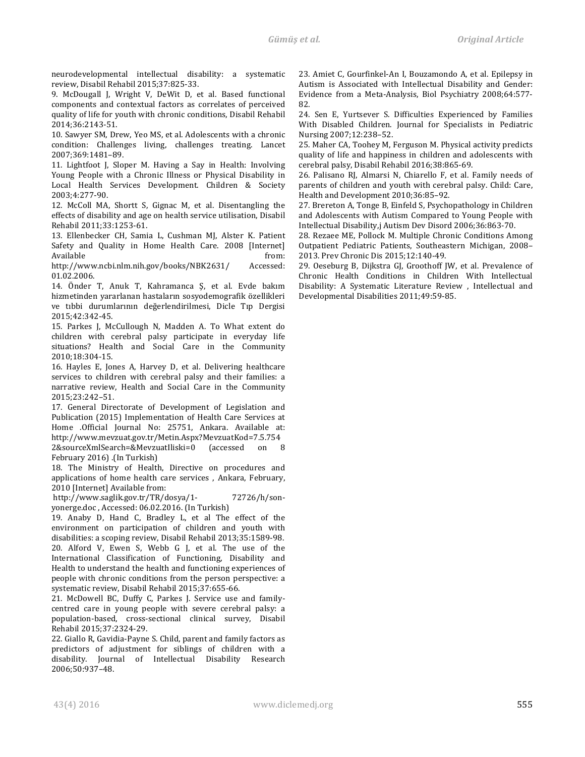neurodevelopmental intellectual disability: a systematic review, Disabil Rehabil 2015;37:825-33.

9. McDougall J, Wright V, DeWit D, et al. Based functional components and contextual factors as correlates of perceived quality of life for youth with chronic conditions, Disabil Rehabil 2014;36:2143-51.

10. Sawyer SM, Drew, Yeo MS, et al. Adolescents with a chronic condition: Challenges living, challenges treating. Lancet 2007;369:1481–89.

11. Lightfoot J, Sloper M. Having a Say in Health: Involving Young People with a Chronic Illness or Physical Disability in Local Health Services Development. Children & Society 2003;4:277-90.

12. McColl MA, Shortt S, Gignac M, et al. Disentangling the effects of disability and age on health service utilisation, Disabil Rehabil 2011;33:1253-61.

13. Ellenbecker CH, Samia L, Cushman MJ, Alster K. Patient Safety and Quality in Home Health Care. 2008 [Internet] Available from: http://www.ncbi.nlm.nih.gov/books/NBK2631/ Accessed: 01.02.2006.

14. Önder T, Anuk T, Kahramanca Ş, et al. Evde bakım hizmetinden yararlanan hastaların sosyodemografik özellikleri ve tıbbi durumlarının değerlendirilmesi, Dicle Tıp Dergisi 2015;42:342-45.

15. Parkes J, McCullough N, Madden A. To What extent do children with cerebral palsy participate in everyday life situations? Health and Social Care in the Community 2010;18:304-15.

16. Hayles E, Jones A, Harvey D, et al. Delivering healthcare services to children with cerebral palsy and their families: a narrative review, Health and Social Care in the Community 2015;23:242–51.

17. General Directorate of Development of Legislation and Publication (2015) Implementation of Health Care Services at Home .Official Journal No: 25751, Ankara. Available at: http://www.mevzuat.gov.tr/Metin.Aspx?MevzuatKod=7.5.7542&sourceXmlSearch=&MevzuatIliski=0 (accessed on 8 February 2016) .(In Turkish)

18. The Ministry of Health, Directive on procedures and applications of home health care services , Ankara, February, 2010 [Internet] Available from: http://www.saglik.gov.tr/TR/dosya/1- 72726/h/son-yonerge.doc , Accessed: 06.02.2016. (In Turkish)

19. Anaby D, Hand C, Bradley L, et al The effect of the environment on participation of children and youth with disabilities: a scoping review, Disabil Rehabil 2013;35:1589-98.

20. Alford V, Ewen S, Webb G J, et al. The use of the International Classification of Functioning, Disability and Health to understand the health and functioning experiences of people with chronic conditions from the person perspective: a systematic review, Disabil Rehabil 2015;37:655-66.

21. McDowell BC, Duffy C, Parkes J. Service use and family-centred care in young people with severe cerebral palsy: a population-based, cross-sectional clinical survey, Disabil Rehabil 2015;37:2324-29.

22. Giallo R, Gavidia-Payne S. Child, parent and family factors as predictors of adjustment for siblings of children with a disability. Journal of Intellectual Disability Research 2006;50:937–48.

23. Amiet C, Gourfinkel-An I, Bouzamondo A, et al. Epilepsy in Autism is Associated with Intellectual Disability and Gender: Evidence from a Meta-Analysis, Biol Psychiatry 2008;64:577-82.

24. Sen E, Yurtsever S. Difficulties Experienced by Families With Disabled Children. Journal for Specialists in Pediatric Nursing 2007;12:238–52.

25. Maher CA, Toohey M, Ferguson M. Physical activity predicts quality of life and happiness in children and adolescents with cerebral palsy, Disabil Rehabil 2016;38:865-69.

26. Palisano RJ, Almarsi N, Chiarello F, et al. Family needs of parents of children and youth with cerebral palsy. Child: Care, Health and Development 2010;36:85–92.

27. Brereton A, Tonge B, Einfeld S, Psychopathology in Children and Adolescents with Autism Compared to Young People with Intellectual Disability,j Autism Dev Disord 2006;36:863-70.

28. Rezaee ME, Pollock M. Multiple Chronic Conditions Among Outpatient Pediatric Patients, Southeastern Michigan, 2008–2013. Prev Chronic Dis 2015;12:140-49.

29. Oeseburg B, Dijkstra GJ, Groothoff JW, et al. Prevalence of Chronic Health Conditions in Children With Intellectual Disability: A Systematic Literature Review , Intellectual and Developmental Disabilities 2011;49:59-85.